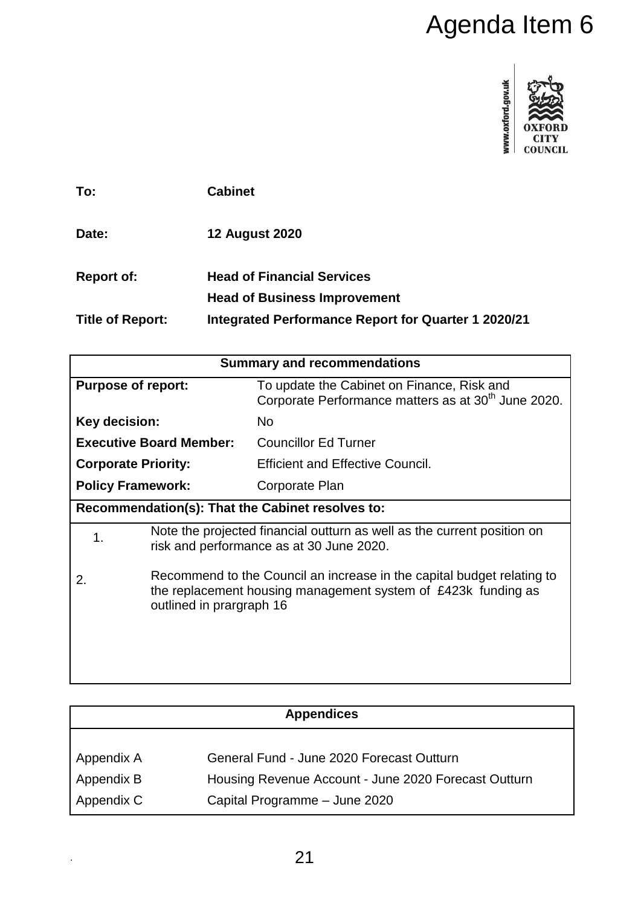# Agenda Item 6

www.oxford.gov.uk

OXFORD CITY COUNCIL

| | |
|---|---|
| **To:** | **Cabinet** |
| **Date:** | **12 August 2020** |
| **Report of:** | **Head of Financial Services**<br>**Head of Business Improvement** |
| **Title of Report:** | **Integrated Performance Report for Quarter 1 2020/21** |

| **Summary and recommendations** | |
|---|---|
| **Purpose of report:** | To update the Cabinet on Finance, Risk and Corporate Performance matters as at 30th June 2020. |
| **Key decision:** | No |
| **Executive Board Member:** | Councillor Ed Turner |
| **Corporate Priority:** | Efficient and Effective Council. |
| **Policy Framework:** | Corporate Plan |
| **Recommendation(s): That the Cabinet resolves to:** | |
| 1. | Note the projected financial outturn as well as the current position on risk and performance as at 30 June 2020. |
| 2. | Recommend to the Council an increase in the capital budget relating to the replacement housing management system of £423k funding as outlined in prargraph 16 |

| **Appendices** | |
|---|---|
| Appendix A | General Fund - June 2020 Forecast Outturn |
| Appendix B | Housing Revenue Account - June 2020 Forecast Outturn |
| Appendix C | Capital Programme – June 2020 |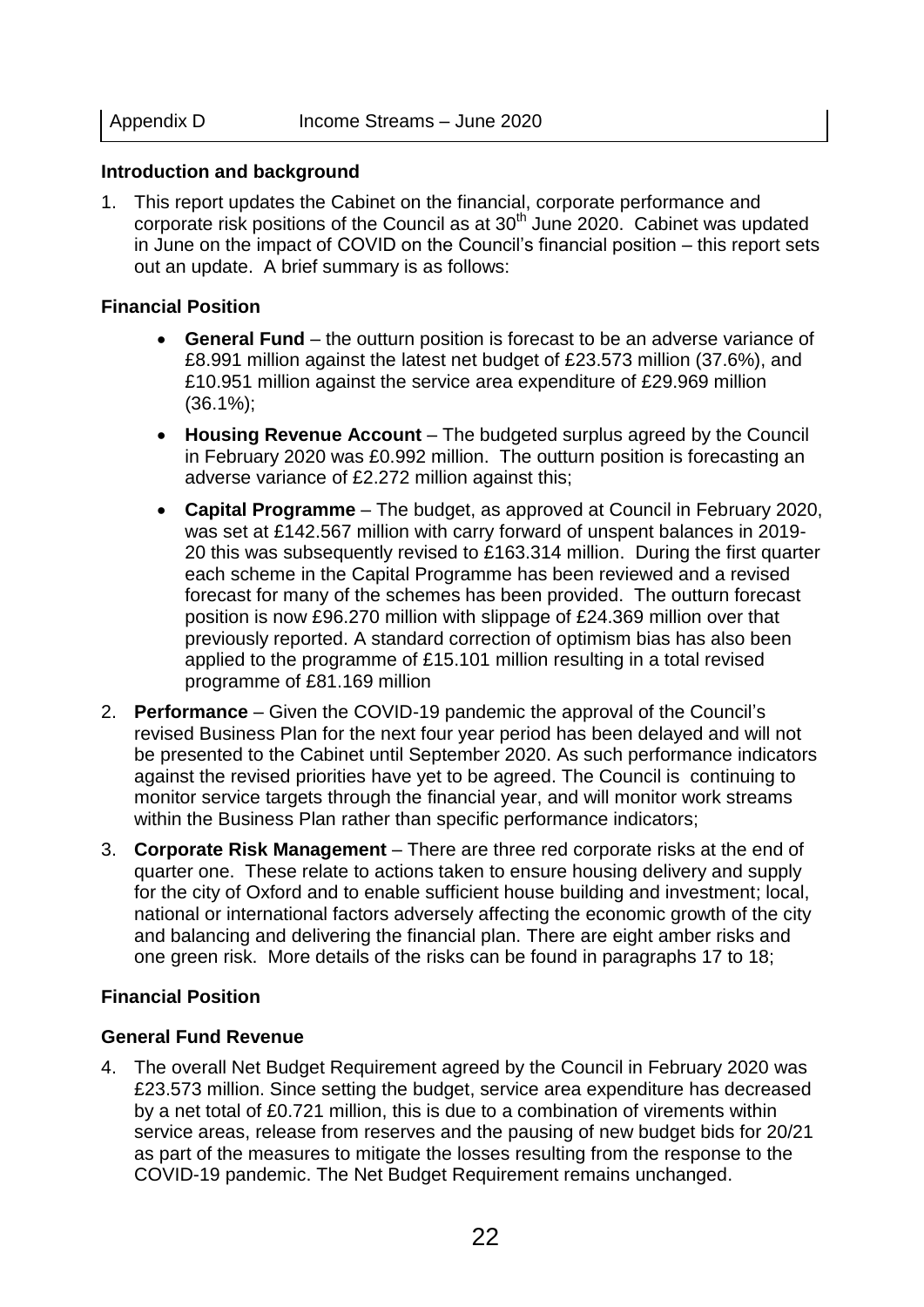| Appendix D | Income Streams – June 2020 |
|---|---|

**Introduction and background**

1. This report updates the Cabinet on the financial, corporate performance and corporate risk positions of the Council as at 30th June 2020. Cabinet was updated in June on the impact of COVID on the Council's financial position – this report sets out an update. A brief summary is as follows:

**Financial Position**

- **General Fund** – the outturn position is forecast to be an adverse variance of £8.991 million against the latest net budget of £23.573 million (37.6%), and £10.951 million against the service area expenditure of £29.969 million (36.1%);
- **Housing Revenue Account** – The budgeted surplus agreed by the Council in February 2020 was £0.992 million. The outturn position is forecasting an adverse variance of £2.272 million against this;
- **Capital Programme** – The budget, as approved at Council in February 2020, was set at £142.567 million with carry forward of unspent balances in 2019-20 this was subsequently revised to £163.314 million. During the first quarter each scheme in the Capital Programme has been reviewed and a revised forecast for many of the schemes has been provided. The outturn forecast position is now £96.270 million with slippage of £24.369 million over that previously reported. A standard correction of optimism bias has also been applied to the programme of £15.101 million resulting in a total revised programme of £81.169 million

2. **Performance** – Given the COVID-19 pandemic the approval of the Council's revised Business Plan for the next four year period has been delayed and will not be presented to the Cabinet until September 2020. As such performance indicators against the revised priorities have yet to be agreed. The Council is continuing to monitor service targets through the financial year, and will monitor work streams within the Business Plan rather than specific performance indicators;

3. **Corporate Risk Management** – There are three red corporate risks at the end of quarter one. These relate to actions taken to ensure housing delivery and supply for the city of Oxford and to enable sufficient house building and investment; local, national or international factors adversely affecting the economic growth of the city and balancing and delivering the financial plan. There are eight amber risks and one green risk. More details of the risks can be found in paragraphs 17 to 18;

**Financial Position**

**General Fund Revenue**

4. The overall Net Budget Requirement agreed by the Council in February 2020 was £23.573 million. Since setting the budget, service area expenditure has decreased by a net total of £0.721 million, this is due to a combination of virements within service areas, release from reserves and the pausing of new budget bids for 20/21 as part of the measures to mitigate the losses resulting from the response to the COVID-19 pandemic. The Net Budget Requirement remains unchanged.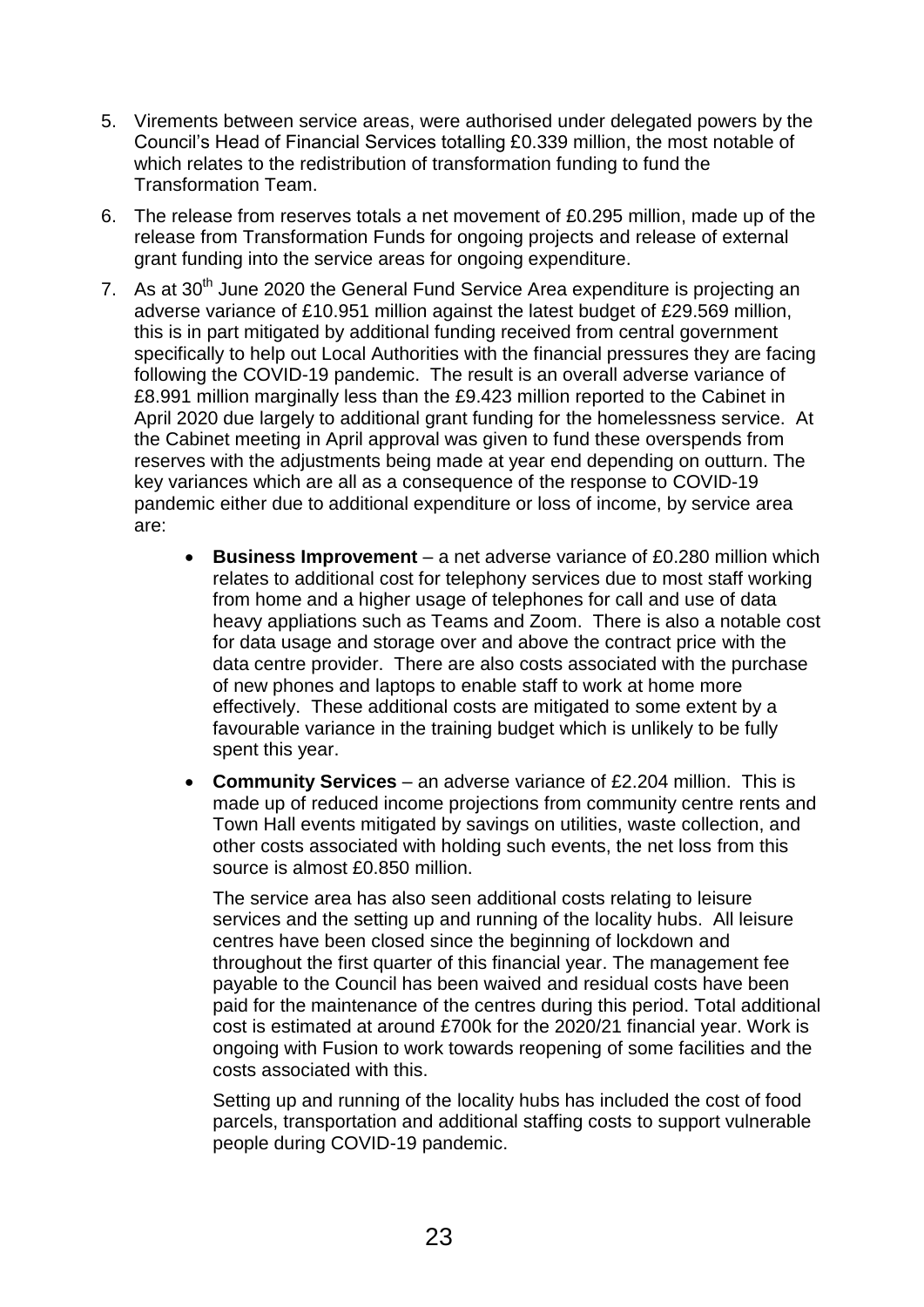5. Virements between service areas, were authorised under delegated powers by the Council's Head of Financial Services totalling £0.339 million, the most notable of which relates to the redistribution of transformation funding to fund the Transformation Team.

6. The release from reserves totals a net movement of £0.295 million, made up of the release from Transformation Funds for ongoing projects and release of external grant funding into the service areas for ongoing expenditure.

7. As at 30th June 2020 the General Fund Service Area expenditure is projecting an adverse variance of £10.951 million against the latest budget of £29.569 million, this is in part mitigated by additional funding received from central government specifically to help out Local Authorities with the financial pressures they are facing following the COVID-19 pandemic. The result is an overall adverse variance of £8.991 million marginally less than the £9.423 million reported to the Cabinet in April 2020 due largely to additional grant funding for the homelessness service. At the Cabinet meeting in April approval was given to fund these overspends from reserves with the adjustments being made at year end depending on outturn. The key variances which are all as a consequence of the response to COVID-19 pandemic either due to additional expenditure or loss of income, by service area are:

    - **Business Improvement** – a net adverse variance of £0.280 million which relates to additional cost for telephony services due to most staff working from home and a higher usage of telephones for call and use of data heavy appliations such as Teams and Zoom. There is also a notable cost for data usage and storage over and above the contract price with the data centre provider. There are also costs associated with the purchase of new phones and laptops to enable staff to work at home more effectively. These additional costs are mitigated to some extent by a favourable variance in the training budget which is unlikely to be fully spent this year.

    - **Community Services** – an adverse variance of £2.204 million. This is made up of reduced income projections from community centre rents and Town Hall events mitigated by savings on utilities, waste collection, and other costs associated with holding such events, the net loss from this source is almost £0.850 million.

      The service area has also seen additional costs relating to leisure services and the setting up and running of the locality hubs. All leisure centres have been closed since the beginning of lockdown and throughout the first quarter of this financial year. The management fee payable to the Council has been waived and residual costs have been paid for the maintenance of the centres during this period. Total additional cost is estimated at around £700k for the 2020/21 financial year. Work is ongoing with Fusion to work towards reopening of some facilities and the costs associated with this.

      Setting up and running of the locality hubs has included the cost of food parcels, transportation and additional staffing costs to support vulnerable people during COVID-19 pandemic.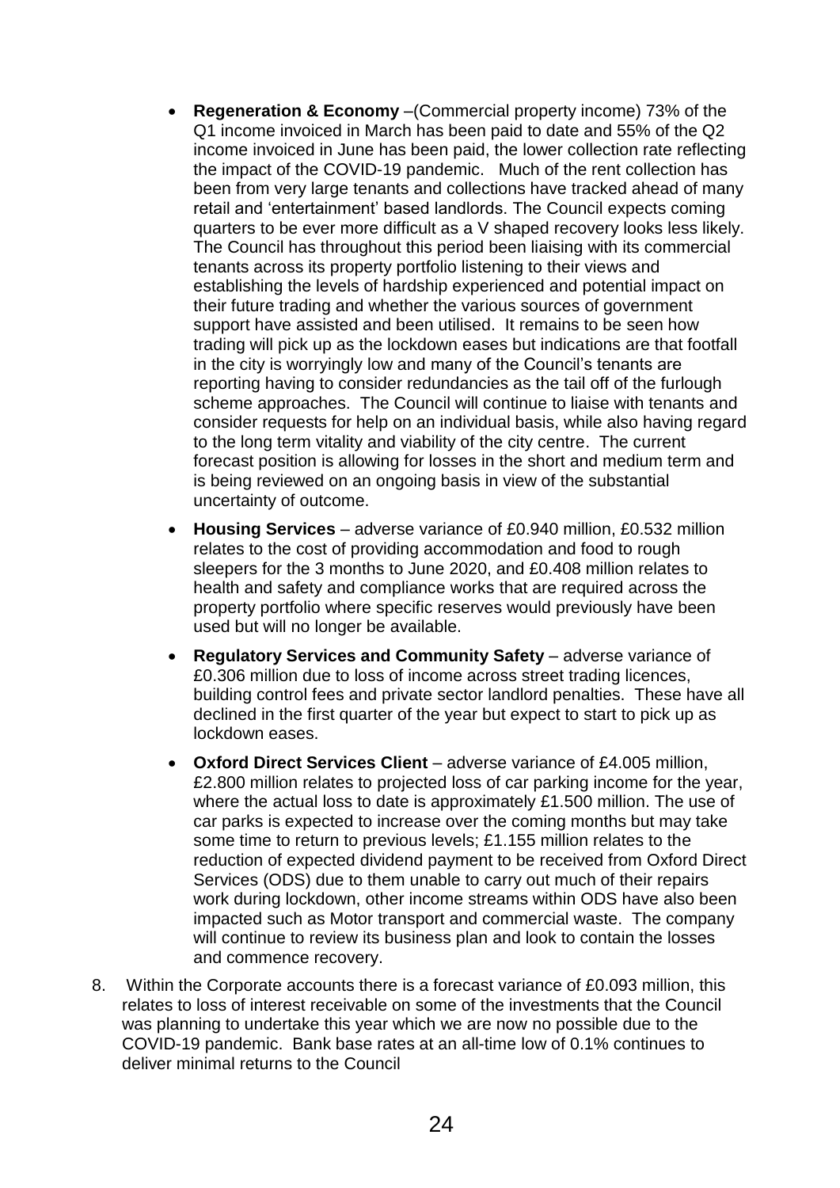- **Regeneration & Economy** –(Commercial property income) 73% of the Q1 income invoiced in March has been paid to date and 55% of the Q2 income invoiced in June has been paid, the lower collection rate reflecting the impact of the COVID-19 pandemic. Much of the rent collection has been from very large tenants and collections have tracked ahead of many retail and 'entertainment' based landlords. The Council expects coming quarters to be ever more difficult as a V shaped recovery looks less likely. The Council has throughout this period been liaising with its commercial tenants across its property portfolio listening to their views and establishing the levels of hardship experienced and potential impact on their future trading and whether the various sources of government support have assisted and been utilised. It remains to be seen how trading will pick up as the lockdown eases but indications are that footfall in the city is worryingly low and many of the Council's tenants are reporting having to consider redundancies as the tail off of the furlough scheme approaches. The Council will continue to liaise with tenants and consider requests for help on an individual basis, while also having regard to the long term vitality and viability of the city centre. The current forecast position is allowing for losses in the short and medium term and is being reviewed on an ongoing basis in view of the substantial uncertainty of outcome.
- **Housing Services** – adverse variance of £0.940 million, £0.532 million relates to the cost of providing accommodation and food to rough sleepers for the 3 months to June 2020, and £0.408 million relates to health and safety and compliance works that are required across the property portfolio where specific reserves would previously have been used but will no longer be available.
- **Regulatory Services and Community Safety** – adverse variance of £0.306 million due to loss of income across street trading licences, building control fees and private sector landlord penalties. These have all declined in the first quarter of the year but expect to start to pick up as lockdown eases.
- **Oxford Direct Services Client** – adverse variance of £4.005 million, £2.800 million relates to projected loss of car parking income for the year, where the actual loss to date is approximately £1.500 million. The use of car parks is expected to increase over the coming months but may take some time to return to previous levels; £1.155 million relates to the reduction of expected dividend payment to be received from Oxford Direct Services (ODS) due to them unable to carry out much of their repairs work during lockdown, other income streams within ODS have also been impacted such as Motor transport and commercial waste. The company will continue to review its business plan and look to contain the losses and commence recovery.

8. Within the Corporate accounts there is a forecast variance of £0.093 million, this relates to loss of interest receivable on some of the investments that the Council was planning to undertake this year which we are now no possible due to the COVID-19 pandemic. Bank base rates at an all-time low of 0.1% continues to deliver minimal returns to the Council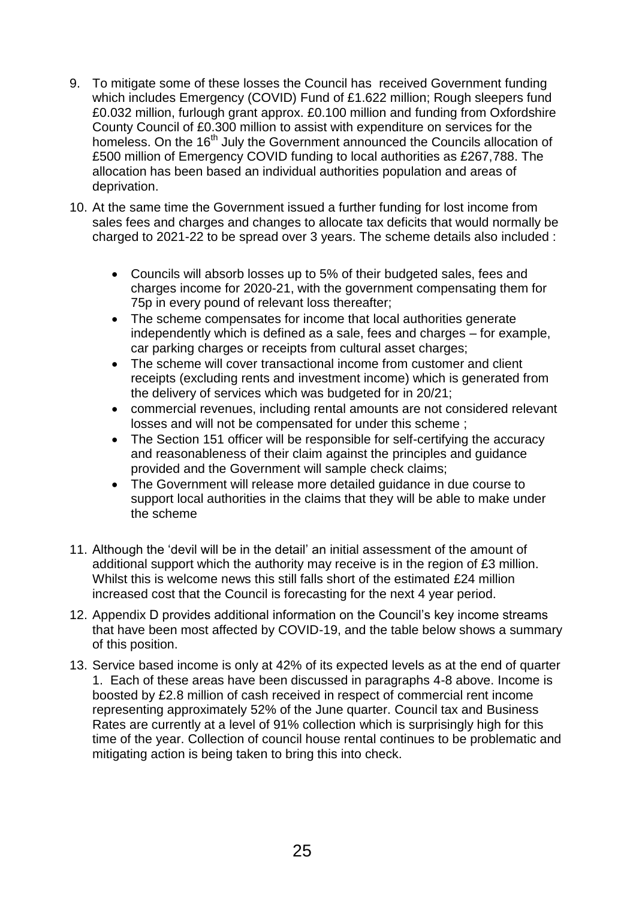9. To mitigate some of these losses the Council has received Government funding which includes Emergency (COVID) Fund of £1.622 million; Rough sleepers fund £0.032 million, furlough grant approx. £0.100 million and funding from Oxfordshire County Council of £0.300 million to assist with expenditure on services for the homeless. On the 16th July the Government announced the Councils allocation of £500 million of Emergency COVID funding to local authorities as £267,788. The allocation has been based an individual authorities population and areas of deprivation.

10. At the same time the Government issued a further funding for lost income from sales fees and charges and changes to allocate tax deficits that would normally be charged to 2021-22 to be spread over 3 years. The scheme details also included :

    - Councils will absorb losses up to 5% of their budgeted sales, fees and charges income for 2020-21, with the government compensating them for 75p in every pound of relevant loss thereafter;
    - The scheme compensates for income that local authorities generate independently which is defined as a sale, fees and charges – for example, car parking charges or receipts from cultural asset charges;
    - The scheme will cover transactional income from customer and client receipts (excluding rents and investment income) which is generated from the delivery of services which was budgeted for in 20/21;
    - commercial revenues, including rental amounts are not considered relevant losses and will not be compensated for under this scheme ;
    - The Section 151 officer will be responsible for self-certifying the accuracy and reasonableness of their claim against the principles and guidance provided and the Government will sample check claims;
    - The Government will release more detailed guidance in due course to support local authorities in the claims that they will be able to make under the scheme

11. Although the 'devil will be in the detail' an initial assessment of the amount of additional support which the authority may receive is in the region of £3 million. Whilst this is welcome news this still falls short of the estimated £24 million increased cost that the Council is forecasting for the next 4 year period.

12. Appendix D provides additional information on the Council's key income streams that have been most affected by COVID-19, and the table below shows a summary of this position.

13. Service based income is only at 42% of its expected levels as at the end of quarter 1. Each of these areas have been discussed in paragraphs 4-8 above. Income is boosted by £2.8 million of cash received in respect of commercial rent income representing approximately 52% of the June quarter. Council tax and Business Rates are currently at a level of 91% collection which is surprisingly high for this time of the year. Collection of council house rental continues to be problematic and mitigating action is being taken to bring this into check.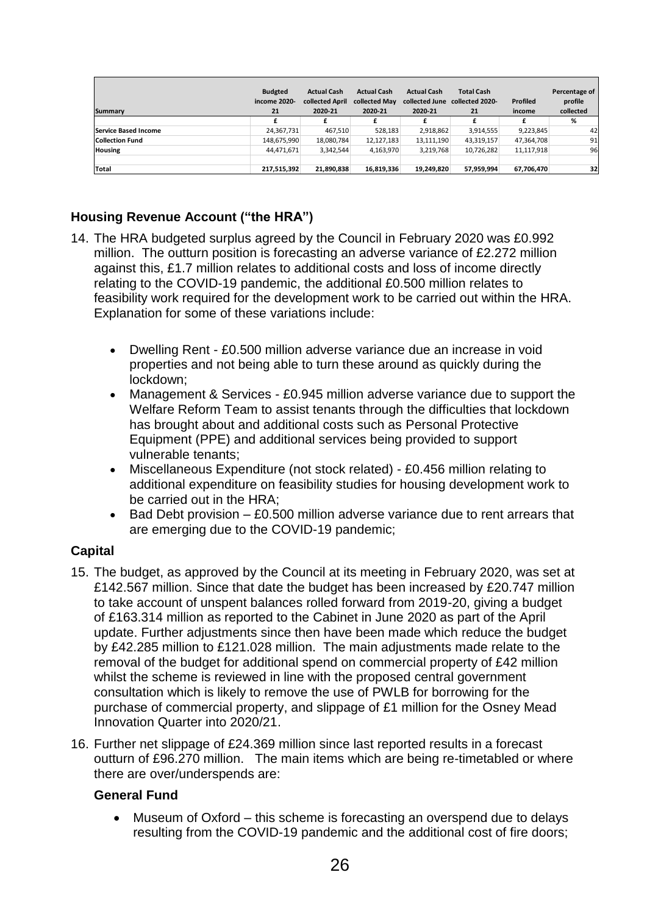| Summary | Budgeted income 2020-21 | Actual Cash collected April 2020-21 | Actual Cash collected May 2020-21 | Actual Cash collected June 2020-21 | Total Cash collected 2020-21 | Profiled income | Percentage of profile collected |
|---|---|---|---|---|---|---|---|
| | £ | £ | £ | £ | £ | £ | % |
| Service Based Income | 24,367,731 | 467,510 | 528,183 | 2,918,862 | 3,914,555 | 9,223,845 | 42 |
| Collection Fund | 148,675,990 | 18,080,784 | 12,127,183 | 13,111,190 | 43,319,157 | 47,364,708 | 91 |
| Housing | 44,471,671 | 3,342,544 | 4,163,970 | 3,219,768 | 10,726,282 | 11,117,918 | 96 |
| | | | | | | | |
| Total | 217,515,392 | 21,890,838 | 16,819,336 | 19,249,820 | 57,959,994 | 67,706,470 | 32 |

### Housing Revenue Account ("the HRA")

14. The HRA budgeted surplus agreed by the Council in February 2020 was £0.992 million. The outturn position is forecasting an adverse variance of £2.272 million against this, £1.7 million relates to additional costs and loss of income directly relating to the COVID-19 pandemic, the additional £0.500 million relates to feasibility work required for the development work to be carried out within the HRA. Explanation for some of these variations include:

    - Dwelling Rent - £0.500 million adverse variance due an increase in void properties and not being able to turn these around as quickly during the lockdown;
    - Management & Services - £0.945 million adverse variance due to support the Welfare Reform Team to assist tenants through the difficulties that lockdown has brought about and additional costs such as Personal Protective Equipment (PPE) and additional services being provided to support vulnerable tenants;
    - Miscellaneous Expenditure (not stock related) - £0.456 million relating to additional expenditure on feasibility studies for housing development work to be carried out in the HRA;
    - Bad Debt provision – £0.500 million adverse variance due to rent arrears that are emerging due to the COVID-19 pandemic;

### Capital

15. The budget, as approved by the Council at its meeting in February 2020, was set at £142.567 million. Since that date the budget has been increased by £20.747 million to take account of unspent balances rolled forward from 2019-20, giving a budget of £163.314 million as reported to the Cabinet in June 2020 as part of the April update. Further adjustments since then have been made which reduce the budget by £42.285 million to £121.028 million. The main adjustments made relate to the removal of the budget for additional spend on commercial property of £42 million whilst the scheme is reviewed in line with the proposed central government consultation which is likely to remove the use of PWLB for borrowing for the purchase of commercial property, and slippage of £1 million for the Osney Mead Innovation Quarter into 2020/21.

16. Further net slippage of £24.369 million since last reported results in a forecast outturn of £96.270 million. The main items which are being re-timetabled or where there are over/underspends are:

    **General Fund**

    - Museum of Oxford – this scheme is forecasting an overspend due to delays resulting from the COVID-19 pandemic and the additional cost of fire doors;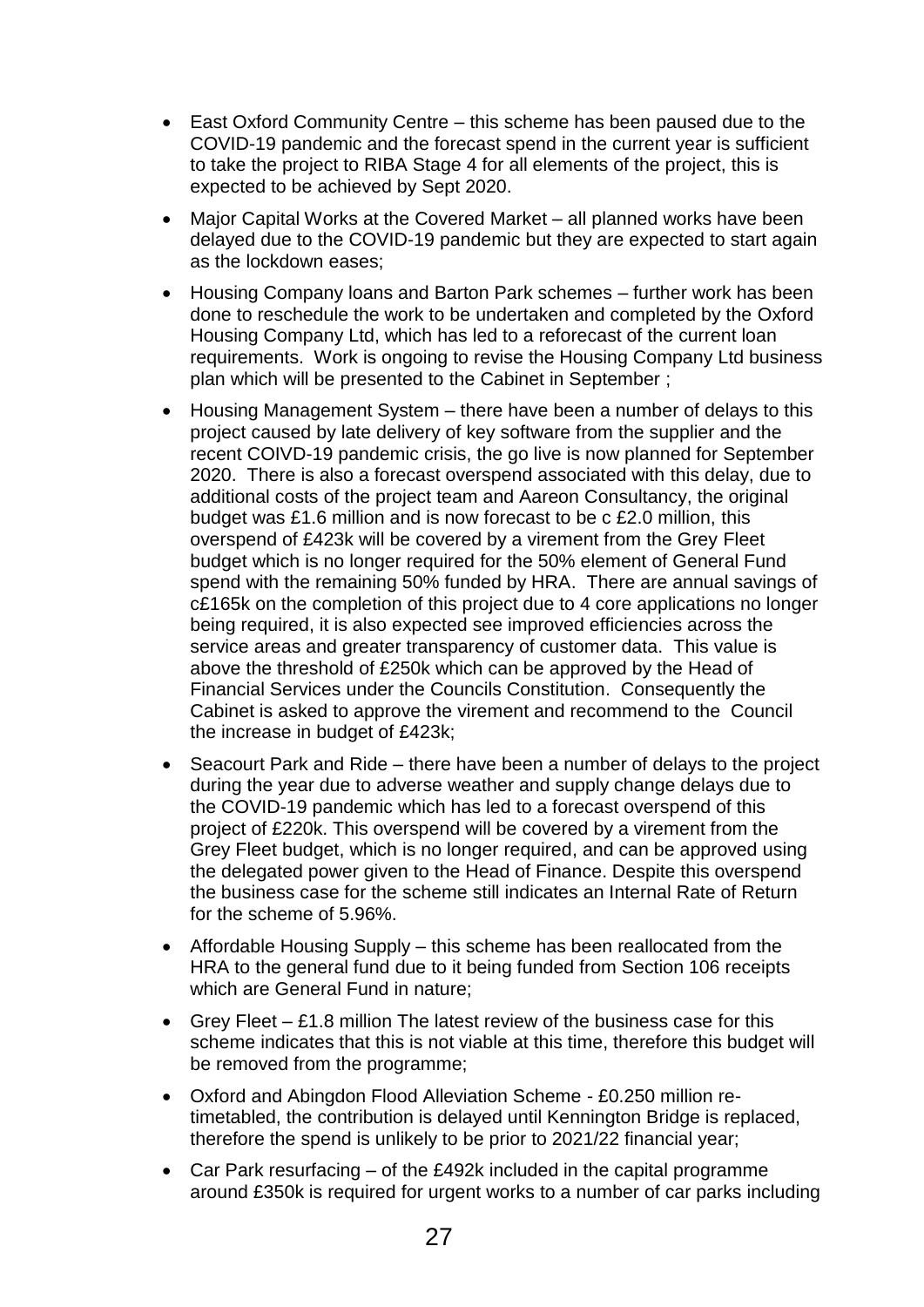- East Oxford Community Centre – this scheme has been paused due to the COVID-19 pandemic and the forecast spend in the current year is sufficient to take the project to RIBA Stage 4 for all elements of the project, this is expected to be achieved by Sept 2020.
- Major Capital Works at the Covered Market – all planned works have been delayed due to the COVID-19 pandemic but they are expected to start again as the lockdown eases;
- Housing Company loans and Barton Park schemes – further work has been done to reschedule the work to be undertaken and completed by the Oxford Housing Company Ltd, which has led to a reforecast of the current loan requirements. Work is ongoing to revise the Housing Company Ltd business plan which will be presented to the Cabinet in September ;
- Housing Management System – there have been a number of delays to this project caused by late delivery of key software from the supplier and the recent COIVD-19 pandemic crisis, the go live is now planned for September 2020. There is also a forecast overspend associated with this delay, due to additional costs of the project team and Aareon Consultancy, the original budget was £1.6 million and is now forecast to be c £2.0 million, this overspend of £423k will be covered by a virement from the Grey Fleet budget which is no longer required for the 50% element of General Fund spend with the remaining 50% funded by HRA. There are annual savings of c£165k on the completion of this project due to 4 core applications no longer being required, it is also expected see improved efficiencies across the service areas and greater transparency of customer data. This value is above the threshold of £250k which can be approved by the Head of Financial Services under the Councils Constitution. Consequently the Cabinet is asked to approve the virement and recommend to the Council the increase in budget of £423k;
- Seacourt Park and Ride – there have been a number of delays to the project during the year due to adverse weather and supply change delays due to the COVID-19 pandemic which has led to a forecast overspend of this project of £220k. This overspend will be covered by a virement from the Grey Fleet budget, which is no longer required, and can be approved using the delegated power given to the Head of Finance. Despite this overspend the business case for the scheme still indicates an Internal Rate of Return for the scheme of 5.96%.
- Affordable Housing Supply – this scheme has been reallocated from the HRA to the general fund due to it being funded from Section 106 receipts which are General Fund in nature;
- Grey Fleet – £1.8 million The latest review of the business case for this scheme indicates that this is not viable at this time, therefore this budget will be removed from the programme;
- Oxford and Abingdon Flood Alleviation Scheme - £0.250 million re-timetabled, the contribution is delayed until Kennington Bridge is replaced, therefore the spend is unlikely to be prior to 2021/22 financial year;
- Car Park resurfacing – of the £492k included in the capital programme around £350k is required for urgent works to a number of car parks including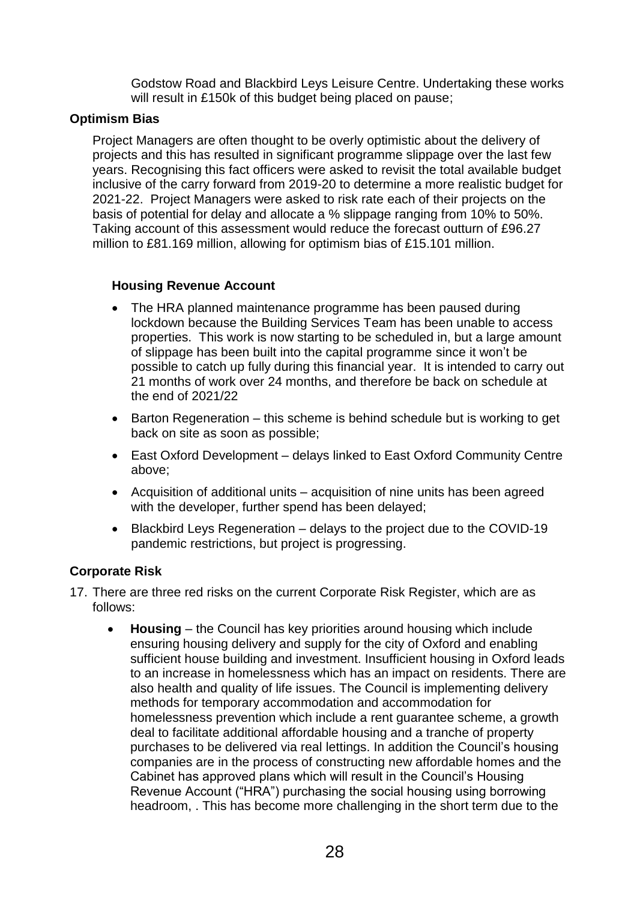Godstow Road and Blackbird Leys Leisure Centre. Undertaking these works will result in £150k of this budget being placed on pause;

**Optimism Bias**

Project Managers are often thought to be overly optimistic about the delivery of projects and this has resulted in significant programme slippage over the last few years. Recognising this fact officers were asked to revisit the total available budget inclusive of the carry forward from 2019-20 to determine a more realistic budget for 2021-22. Project Managers were asked to risk rate each of their projects on the basis of potential for delay and allocate a % slippage ranging from 10% to 50%. Taking account of this assessment would reduce the forecast outturn of £96.27 million to £81.169 million, allowing for optimism bias of £15.101 million.

**Housing Revenue Account**

- The HRA planned maintenance programme has been paused during lockdown because the Building Services Team has been unable to access properties. This work is now starting to be scheduled in, but a large amount of slippage has been built into the capital programme since it won't be possible to catch up fully during this financial year. It is intended to carry out 21 months of work over 24 months, and therefore be back on schedule at the end of 2021/22
- Barton Regeneration – this scheme is behind schedule but is working to get back on site as soon as possible;
- East Oxford Development – delays linked to East Oxford Community Centre above;
- Acquisition of additional units – acquisition of nine units has been agreed with the developer, further spend has been delayed;
- Blackbird Leys Regeneration – delays to the project due to the COVID-19 pandemic restrictions, but project is progressing.

**Corporate Risk**

17. There are three red risks on the current Corporate Risk Register, which are as follows:

    - **Housing** – the Council has key priorities around housing which include ensuring housing delivery and supply for the city of Oxford and enabling sufficient house building and investment. Insufficient housing in Oxford leads to an increase in homelessness which has an impact on residents. There are also health and quality of life issues. The Council is implementing delivery methods for temporary accommodation and accommodation for homelessness prevention which include a rent guarantee scheme, a growth deal to facilitate additional affordable housing and a tranche of property purchases to be delivered via real lettings. In addition the Council's housing companies are in the process of constructing new affordable homes and the Cabinet has approved plans which will result in the Council's Housing Revenue Account ("HRA") purchasing the social housing using borrowing headroom, . This has become more challenging in the short term due to the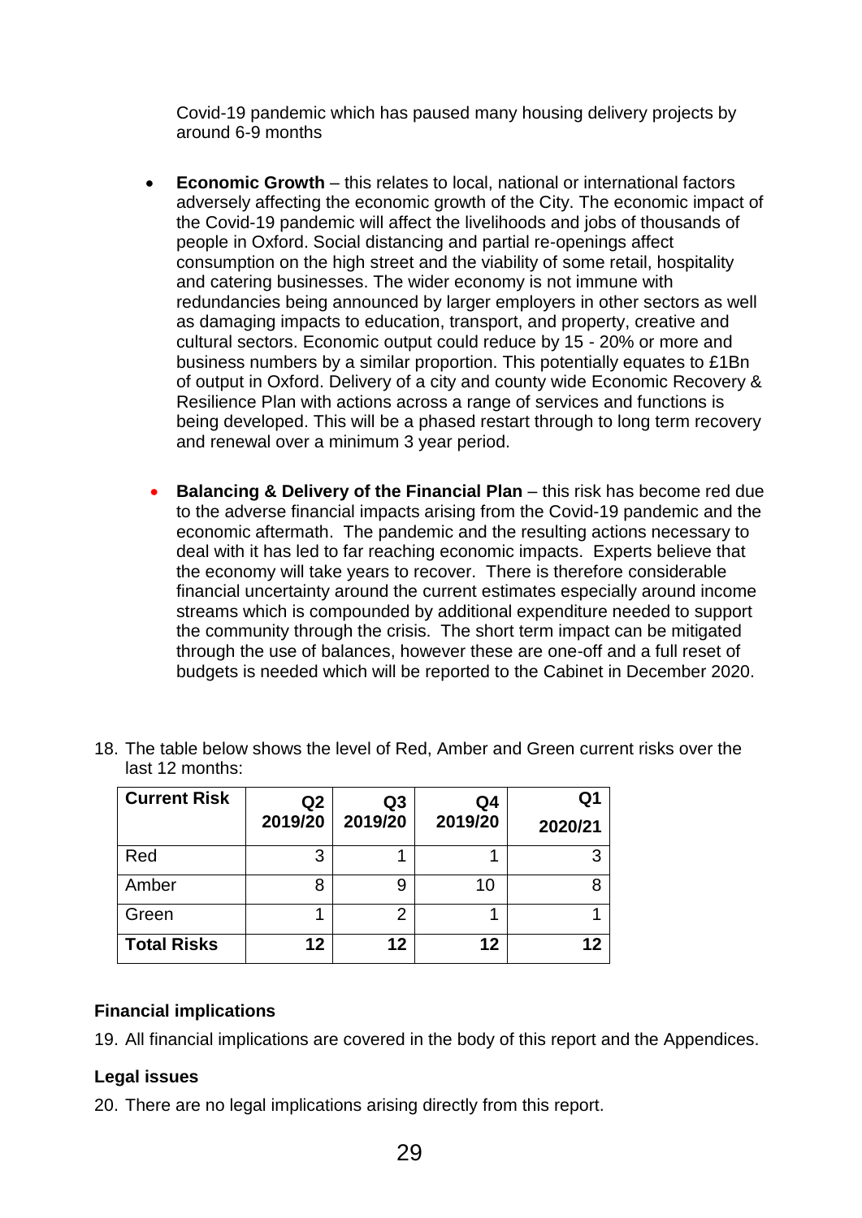Covid-19 pandemic which has paused many housing delivery projects by around 6-9 months

- **Economic Growth** – this relates to local, national or international factors adversely affecting the economic growth of the City. The economic impact of the Covid-19 pandemic will affect the livelihoods and jobs of thousands of people in Oxford. Social distancing and partial re-openings affect consumption on the high street and the viability of some retail, hospitality and catering businesses. The wider economy is not immune with redundancies being announced by larger employers in other sectors as well as damaging impacts to education, transport, and property, creative and cultural sectors. Economic output could reduce by 15 - 20% or more and business numbers by a similar proportion. This potentially equates to £1Bn of output in Oxford. Delivery of a city and county wide Economic Recovery & Resilience Plan with actions across a range of services and functions is being developed. This will be a phased restart through to long term recovery and renewal over a minimum 3 year period.

- **Balancing & Delivery of the Financial Plan** – this risk has become red due to the adverse financial impacts arising from the Covid-19 pandemic and the economic aftermath. The pandemic and the resulting actions necessary to deal with it has led to far reaching economic impacts. Experts believe that the economy will take years to recover. There is therefore considerable financial uncertainty around the current estimates especially around income streams which is compounded by additional expenditure needed to support the community through the crisis. The short term impact can be mitigated through the use of balances, however these are one-off and a full reset of budgets is needed which will be reported to the Cabinet in December 2020.

18. The table below shows the level of Red, Amber and Green current risks over the last 12 months:

| Current Risk | Q2 2019/20 | Q3 2019/20 | Q4 2019/20 | Q1 2020/21 |
|---|---|---|---|---|
| Red | 3 | 1 | 1 | 3 |
| Amber | 8 | 9 | 10 | 8 |
| Green | 1 | 2 | 1 | 1 |
| **Total Risks** | **12** | **12** | **12** | **12** |

### Financial implications

19. All financial implications are covered in the body of this report and the Appendices.

### Legal issues

20. There are no legal implications arising directly from this report.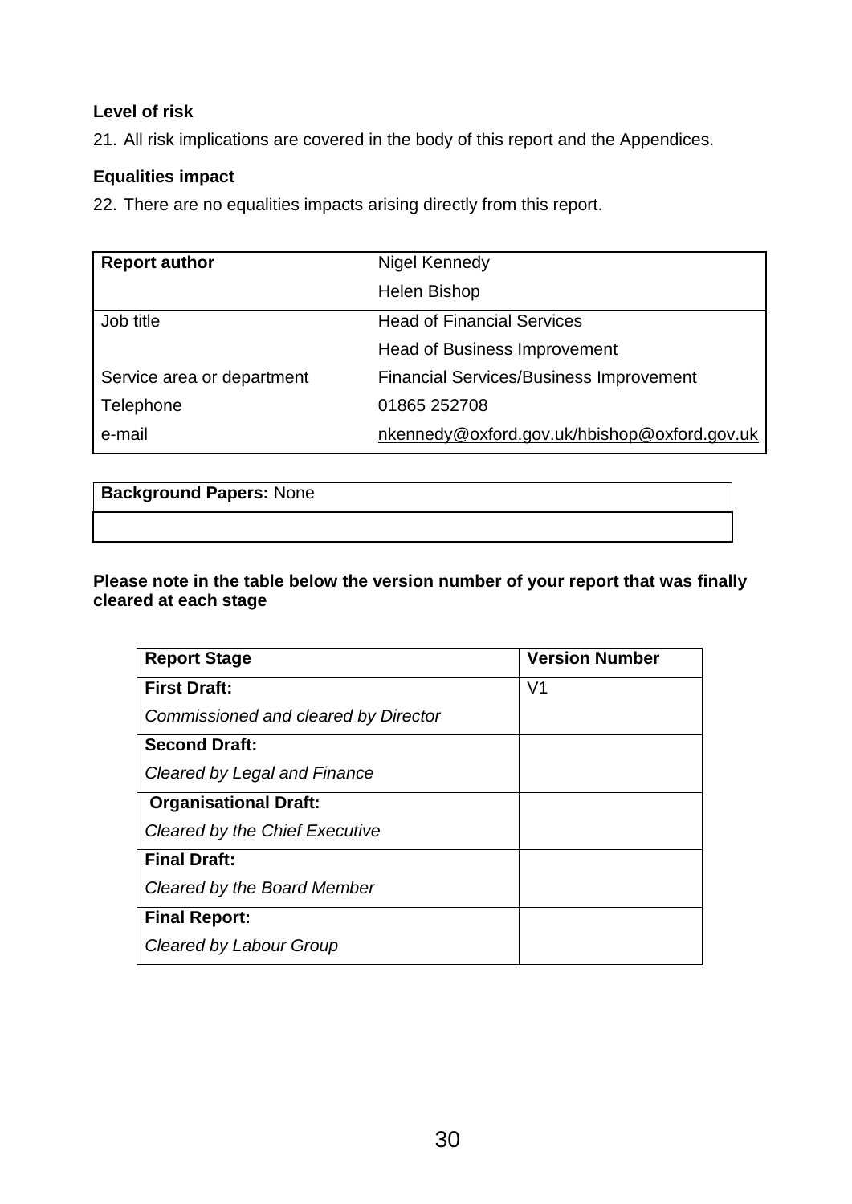**Level of risk**

21. All risk implications are covered in the body of this report and the Appendices.

**Equalities impact**

22. There are no equalities impacts arising directly from this report.

| | |
|---|---|
| **Report author** | Nigel Kennedy<br>Helen Bishop |
| Job title | Head of Financial Services<br>Head of Business Improvement |
| Service area or department | Financial Services/Business Improvement |
| Telephone | 01865 252708 |
| e-mail | nkennedy@oxford.gov.uk/hbishop@oxford.gov.uk |

| |
|---|
| **Background Papers:** None |
| |

**Please note in the table below the version number of your report that was finally cleared at each stage**

| Report Stage | Version Number |
|---|---|
| **First Draft:**<br>*Commissioned and cleared by Director* | V1 |
| **Second Draft:**<br>*Cleared by Legal and Finance* | |
| **Organisational Draft:**<br>*Cleared by the Chief Executive* | |
| **Final Draft:**<br>*Cleared by the Board Member* | |
| **Final Report:**<br>*Cleared by Labour Group* | |